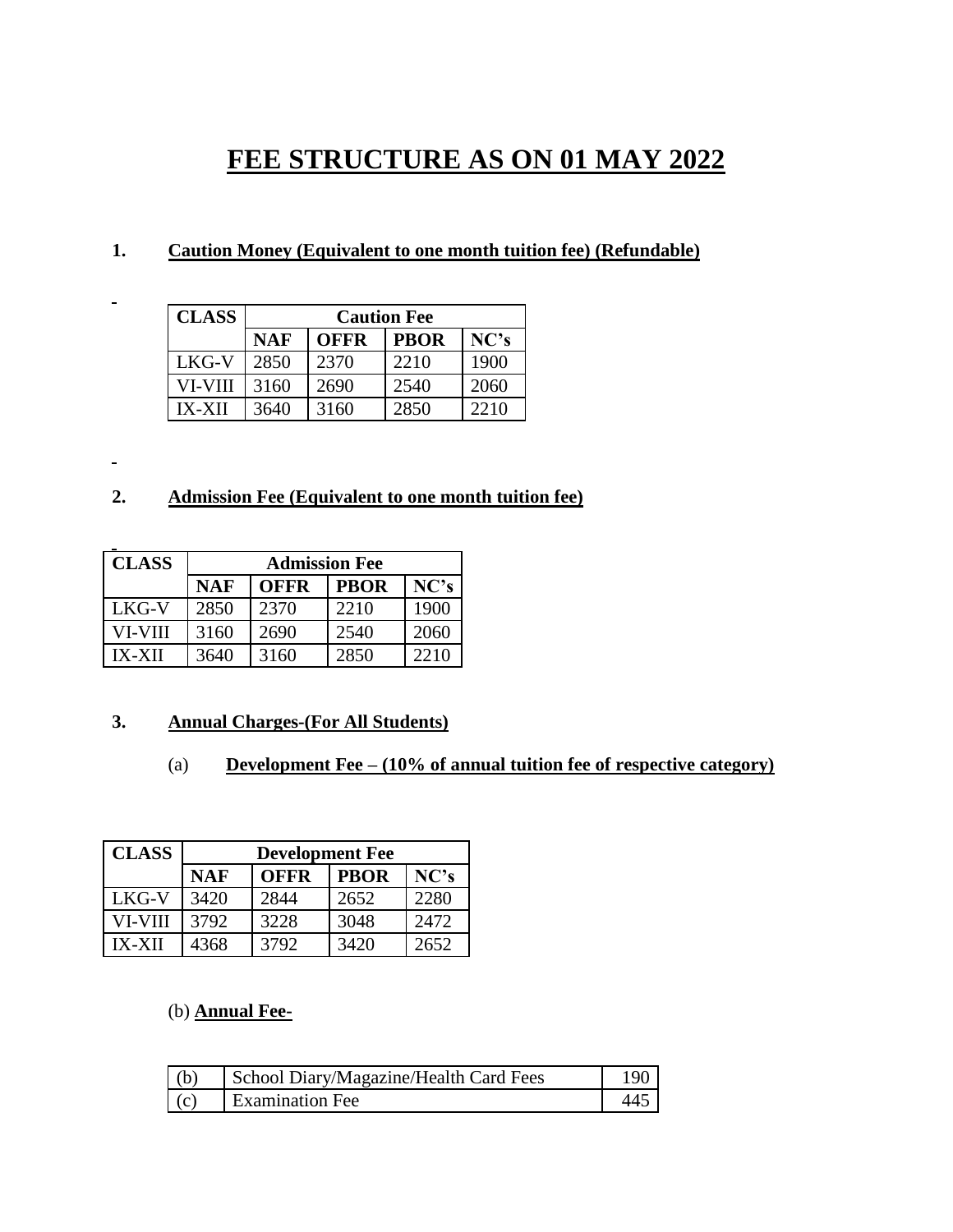# FEE STRUCTURE AS ON 01 MAY 2022

**1. Caution Money (Equivalent to one month tuition fee) (Refundable)**

| CLASS | Caution Fee | | | |
|---|---|---|---|---|
| | NAF | OFFR | PBOR | NC's |
| LKG-V | 2850 | 2370 | 2210 | 1900 |
| VI-VIII | 3160 | 2690 | 2540 | 2060 |
| IX-XII | 3640 | 3160 | 2850 | 2210 |

**2. Admission Fee (Equivalent to one month tuition fee)**

| CLASS | Admission Fee | | | |
|---|---|---|---|---|
| | NAF | OFFR | PBOR | NC's |
| LKG-V | 2850 | 2370 | 2210 | 1900 |
| VI-VIII | 3160 | 2690 | 2540 | 2060 |
| IX-XII | 3640 | 3160 | 2850 | 2210 |

**3. Annual Charges-(For All Students)**

(a) **Development Fee – (10% of annual tuition fee of respective category)**

| CLASS | Development Fee | | | |
|---|---|---|---|---|
| | NAF | OFFR | PBOR | NC's |
| LKG-V | 3420 | 2844 | 2652 | 2280 |
| VI-VIII | 3792 | 3228 | 3048 | 2472 |
| IX-XII | 4368 | 3792 | 3420 | 2652 |

(b) **Annual Fee-**

| | | |
|---|---|---|
| (b) | School Diary/Magazine/Health Card Fees | 190 |
| (c) | Examination Fee | 445 |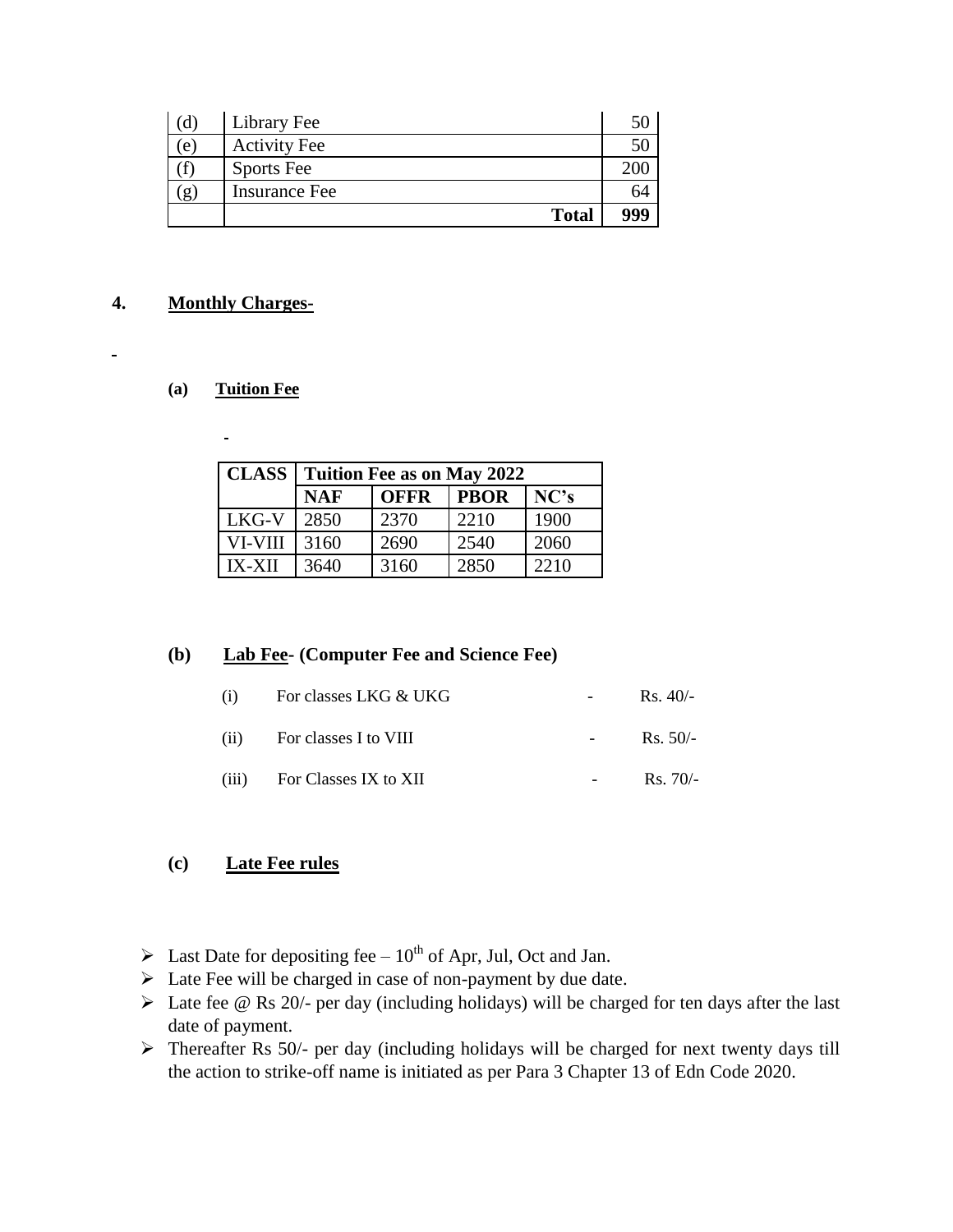| | | |
|---|---|---|
| (d) | Library Fee | 50 |
| (e) | Activity Fee | 50 |
| (f) | Sports Fee | 200 |
| (g) | Insurance Fee | 64 |
| | **Total** | **999** |

## 4. Monthly Charges-

-

### (a) Tuition Fee

-

| CLASS | Tuition Fee as on May 2022 | | | |
|---|---|---|---|---|
| | NAF | OFFR | PBOR | NC's |
| LKG-V | 2850 | 2370 | 2210 | 1900 |
| VI-VIII | 3160 | 2690 | 2540 | 2060 |
| IX-XII | 3640 | 3160 | 2850 | 2210 |

### (b) Lab Fee- (Computer Fee and Science Fee)

(i) For classes LKG & UKG - Rs. 40/-

(ii) For classes I to VIII - Rs. 50/-

(iii) For Classes IX to XII - Rs. 70/-

### (c) Late Fee rules

- Last Date for depositing fee – 10th of Apr, Jul, Oct and Jan.
- Late Fee will be charged in case of non-payment by due date.
- Late fee @ Rs 20/- per day (including holidays) will be charged for ten days after the last date of payment.
- Thereafter Rs 50/- per day (including holidays will be charged for next twenty days till the action to strike-off name is initiated as per Para 3 Chapter 13 of Edn Code 2020.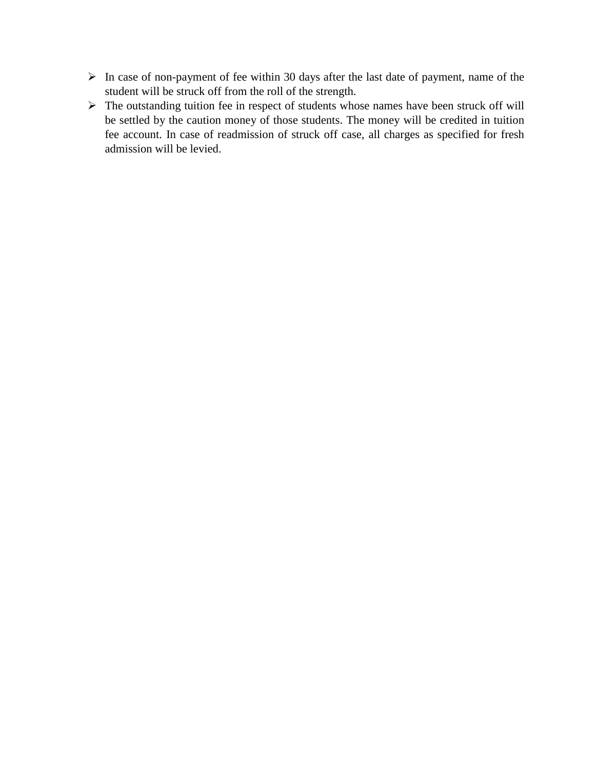- In case of non-payment of fee within 30 days after the last date of payment, name of the student will be struck off from the roll of the strength.
- The outstanding tuition fee in respect of students whose names have been struck off will be settled by the caution money of those students. The money will be credited in tuition fee account. In case of readmission of struck off case, all charges as specified for fresh admission will be levied.